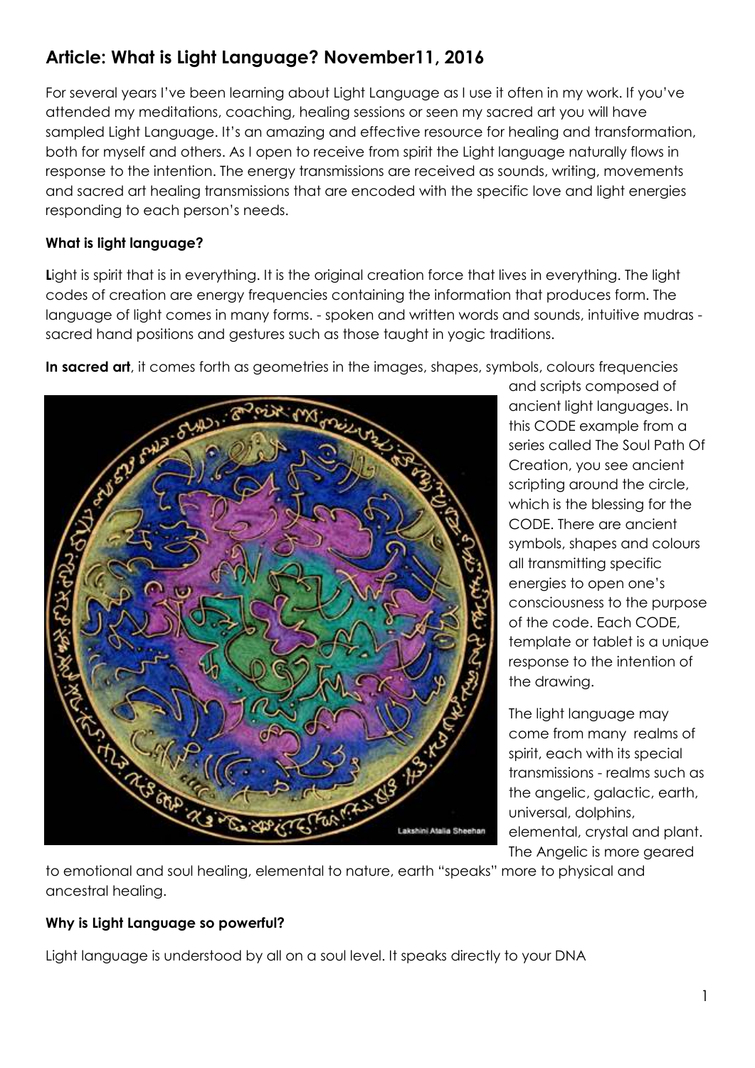## Article: What is Light Language? November11, 2016

For several years I've been learning about Light Language as I use it often in my work. If you've attended my meditations, coaching, healing sessions or seen my sacred art you will have sampled Light Language. It's an amazing and effective resource for healing and transformation, both for myself and others. As I open to receive from spirit the Light language naturally flows in response to the intention. The energy transmissions are received as sounds, writing, movements and sacred art healing transmissions that are encoded with the specific love and light energies responding to each person's needs.

### What is light language?

**L**ight is spirit that is in everything. It is the original creation force that lives in everything. The light codes of creation are energy frequencies containing the information that produces form. The language of light comes in many forms. - spoken and written words and sounds, intuitive mudras - sacred hand positions and gestures such as those taught in yogic traditions.

**In sacred art**, it comes forth as geometries in the images, shapes, symbols, colours frequencies and scripts composed of ancient light languages. In this CODE example from a series called The Soul Path Of Creation, you see ancient scripting around the circle, which is the blessing for the CODE. There are ancient symbols, shapes and colours all transmitting specific energies to open one's consciousness to the purpose of the code. Each CODE, template or tablet is a unique response to the intention of the drawing.

Lakshini Atalia Sheehan

The light language may come from many realms of spirit, each with its special transmissions - realms such as the angelic, galactic, earth, universal, dolphins, elemental, crystal and plant. The Angelic is more geared to emotional and soul healing, elemental to nature, earth "speaks" more to physical and ancestral healing.

### Why is Light Language so powerful?

Light language is understood by all on a soul level. It speaks directly to your DNA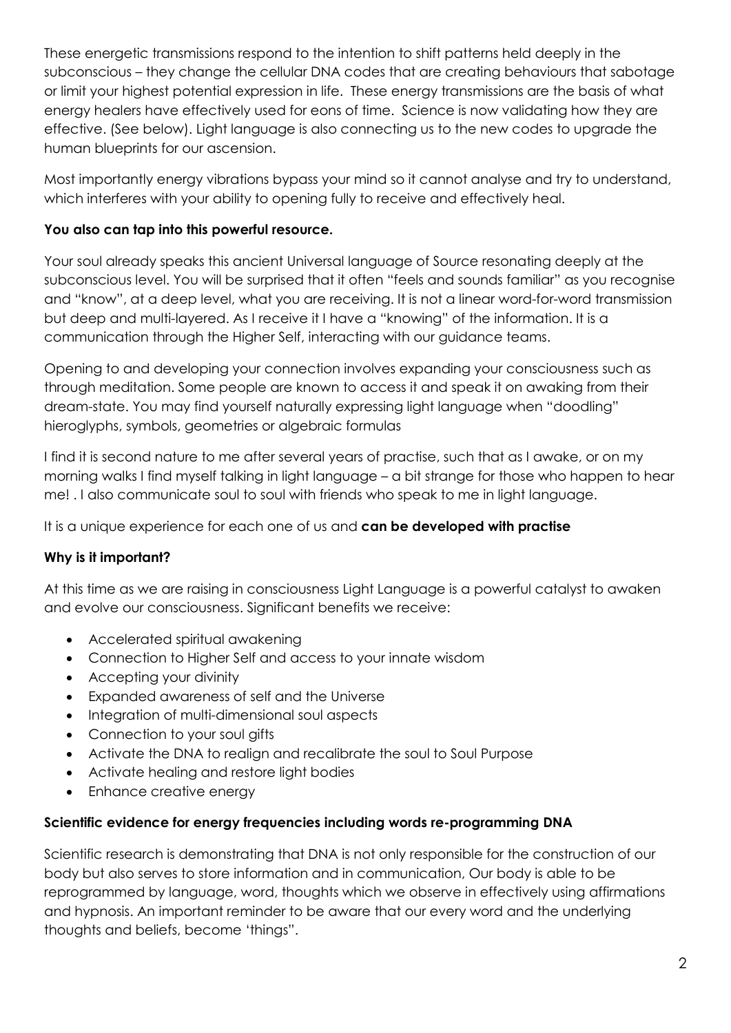These energetic transmissions respond to the intention to shift patterns held deeply in the subconscious – they change the cellular DNA codes that are creating behaviours that sabotage or limit your highest potential expression in life. These energy transmissions are the basis of what energy healers have effectively used for eons of time. Science is now validating how they are effective. (See below). Light language is also connecting us to the new codes to upgrade the human blueprints for our ascension.

Most importantly energy vibrations bypass your mind so it cannot analyse and try to understand, which interferes with your ability to opening fully to receive and effectively heal.

**You also can tap into this powerful resource.**

Your soul already speaks this ancient Universal language of Source resonating deeply at the subconscious level. You will be surprised that it often "feels and sounds familiar" as you recognise and "know", at a deep level, what you are receiving. It is not a linear word-for-word transmission but deep and multi-layered. As I receive it I have a "knowing" of the information. It is a communication through the Higher Self, interacting with our guidance teams.

Opening to and developing your connection involves expanding your consciousness such as through meditation. Some people are known to access it and speak it on awaking from their dream-state. You may find yourself naturally expressing light language when "doodling" hieroglyphs, symbols, geometries or algebraic formulas

I find it is second nature to me after several years of practise, such that as I awake, or on my morning walks I find myself talking in light language – a bit strange for those who happen to hear me! . I also communicate soul to soul with friends who speak to me in light language.

It is a unique experience for each one of us and **can be developed with practise**

**Why is it important?**

At this time as we are raising in consciousness Light Language is a powerful catalyst to awaken and evolve our consciousness. Significant benefits we receive:

- Accelerated spiritual awakening
- Connection to Higher Self and access to your innate wisdom
- Accepting your divinity
- Expanded awareness of self and the Universe
- Integration of multi-dimensional soul aspects
- Connection to your soul gifts
- Activate the DNA to realign and recalibrate the soul to Soul Purpose
- Activate healing and restore light bodies
- Enhance creative energy

**Scientific evidence for energy frequencies including words re-programming DNA**

Scientific research is demonstrating that DNA is not only responsible for the construction of our body but also serves to store information and in communication, Our body is able to be reprogrammed by language, word, thoughts which we observe in effectively using affirmations and hypnosis. An important reminder to be aware that our every word and the underlying thoughts and beliefs, become 'things".